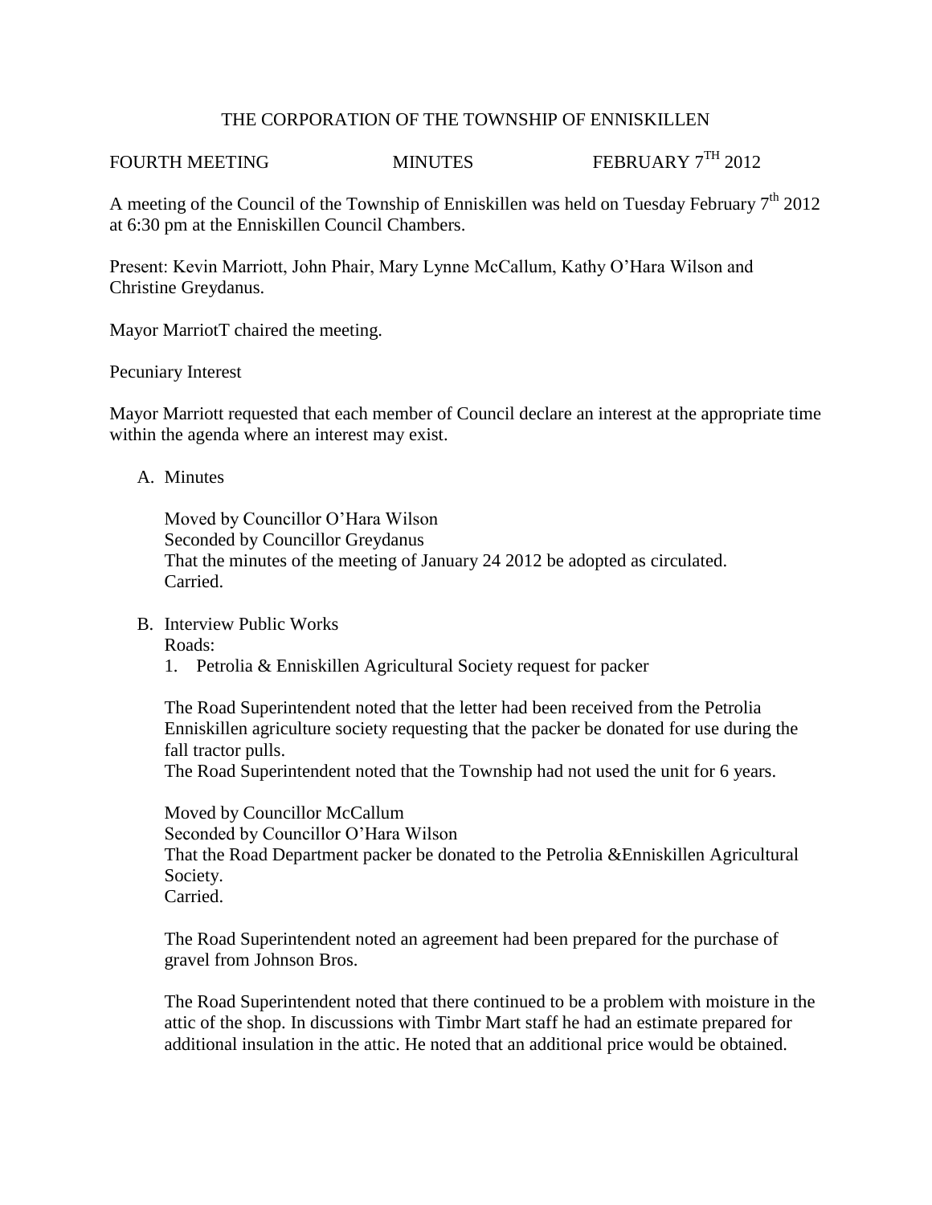# THE CORPORATION OF THE TOWNSHIP OF ENNISKILLEN

FOURTH MEETING MINUTES FEBRUARY 7TH 2012

A meeting of the Council of the Township of Enniskillen was held on Tuesday February 7th 2012 at 6:30 pm at the Enniskillen Council Chambers.

Present: Kevin Marriott, John Phair, Mary Lynne McCallum, Kathy O'Hara Wilson and Christine Greydanus.

Mayor MarriotT chaired the meeting.

Pecuniary Interest

Mayor Marriott requested that each member of Council declare an interest at the appropriate time within the agenda where an interest may exist.

A. Minutes

   Moved by Councillor O'Hara Wilson
   Seconded by Councillor Greydanus
   That the minutes of the meeting of January 24 2012 be adopted as circulated.
   Carried.

B. Interview Public Works

   Roads:

   1. Petrolia & Enniskillen Agricultural Society request for packer

   The Road Superintendent noted that the letter had been received from the Petrolia Enniskillen agriculture society requesting that the packer be donated for use during the fall tractor pulls.
   The Road Superintendent noted that the Township had not used the unit for 6 years.

   Moved by Councillor McCallum
   Seconded by Councillor O'Hara Wilson
   That the Road Department packer be donated to the Petrolia &Enniskillen Agricultural Society.
   Carried.

   The Road Superintendent noted an agreement had been prepared for the purchase of gravel from Johnson Bros.

   The Road Superintendent noted that there continued to be a problem with moisture in the attic of the shop. In discussions with Timbr Mart staff he had an estimate prepared for additional insulation in the attic. He noted that an additional price would be obtained.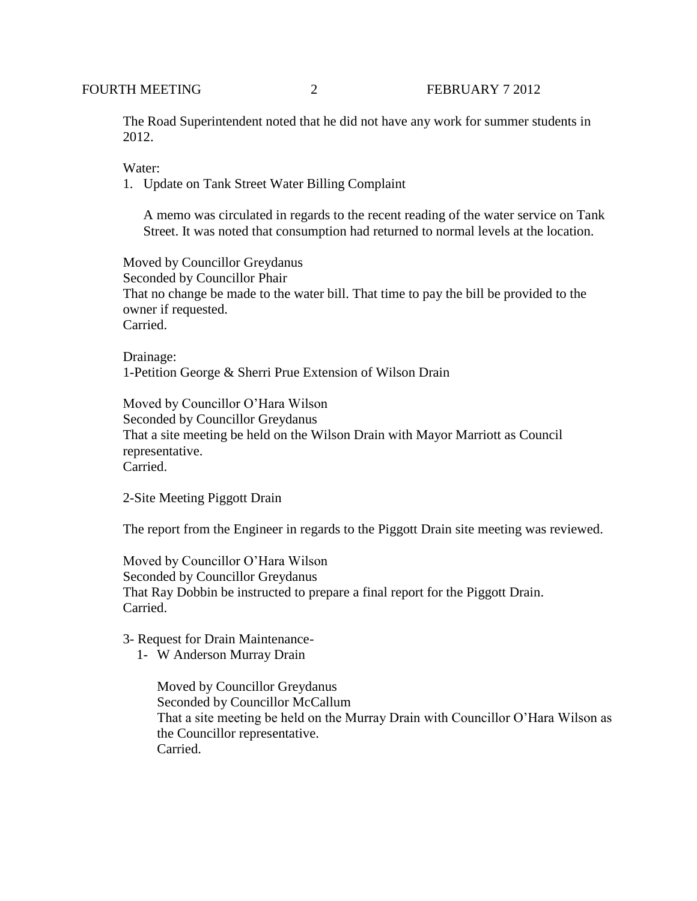The Road Superintendent noted that he did not have any work for summer students in 2012.

Water:

1. Update on Tank Street Water Billing Complaint

   A memo was circulated in regards to the recent reading of the water service on Tank Street. It was noted that consumption had returned to normal levels at the location.

Moved by Councillor Greydanus
Seconded by Councillor Phair
That no change be made to the water bill. That time to pay the bill be provided to the owner if requested.
Carried.

Drainage:
1-Petition George & Sherri Prue Extension of Wilson Drain

Moved by Councillor O'Hara Wilson
Seconded by Councillor Greydanus
That a site meeting be held on the Wilson Drain with Mayor Marriott as Council representative.
Carried.

2-Site Meeting Piggott Drain

The report from the Engineer in regards to the Piggott Drain site meeting was reviewed.

Moved by Councillor O'Hara Wilson
Seconded by Councillor Greydanus
That Ray Dobbin be instructed to prepare a final report for the Piggott Drain.
Carried.

3- Request for Drain Maintenance-

1- W Anderson Murray Drain

   Moved by Councillor Greydanus
   Seconded by Councillor McCallum
   That a site meeting be held on the Murray Drain with Councillor O'Hara Wilson as the Councillor representative.
   Carried.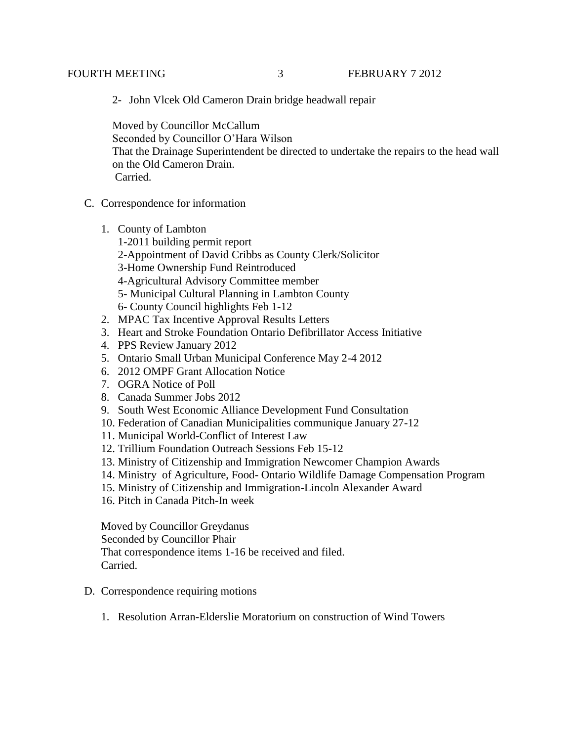2- John Vlcek Old Cameron Drain bridge headwall repair

Moved by Councillor McCallum
Seconded by Councillor O'Hara Wilson
That the Drainage Superintendent be directed to undertake the repairs to the head wall on the Old Cameron Drain.
Carried.

C. Correspondence for information

1. County of Lambton
   1-2011 building permit report
   2-Appointment of David Cribbs as County Clerk/Solicitor
   3-Home Ownership Fund Reintroduced
   4-Agricultural Advisory Committee member
   5- Municipal Cultural Planning in Lambton County
   6- County Council highlights Feb 1-12
2. MPAC Tax Incentive Approval Results Letters
3. Heart and Stroke Foundation Ontario Defibrillator Access Initiative
4. PPS Review January 2012
5. Ontario Small Urban Municipal Conference May 2-4 2012
6. 2012 OMPF Grant Allocation Notice
7. OGRA Notice of Poll
8. Canada Summer Jobs 2012
9. South West Economic Alliance Development Fund Consultation
10. Federation of Canadian Municipalities communique January 27-12
11. Municipal World-Conflict of Interest Law
12. Trillium Foundation Outreach Sessions Feb 15-12
13. Ministry of Citizenship and Immigration Newcomer Champion Awards
14. Ministry of Agriculture, Food- Ontario Wildlife Damage Compensation Program
15. Ministry of Citizenship and Immigration-Lincoln Alexander Award
16. Pitch in Canada Pitch-In week

Moved by Councillor Greydanus
Seconded by Councillor Phair
That correspondence items 1-16 be received and filed.
Carried.

D. Correspondence requiring motions

1. Resolution Arran-Elderslie Moratorium on construction of Wind Towers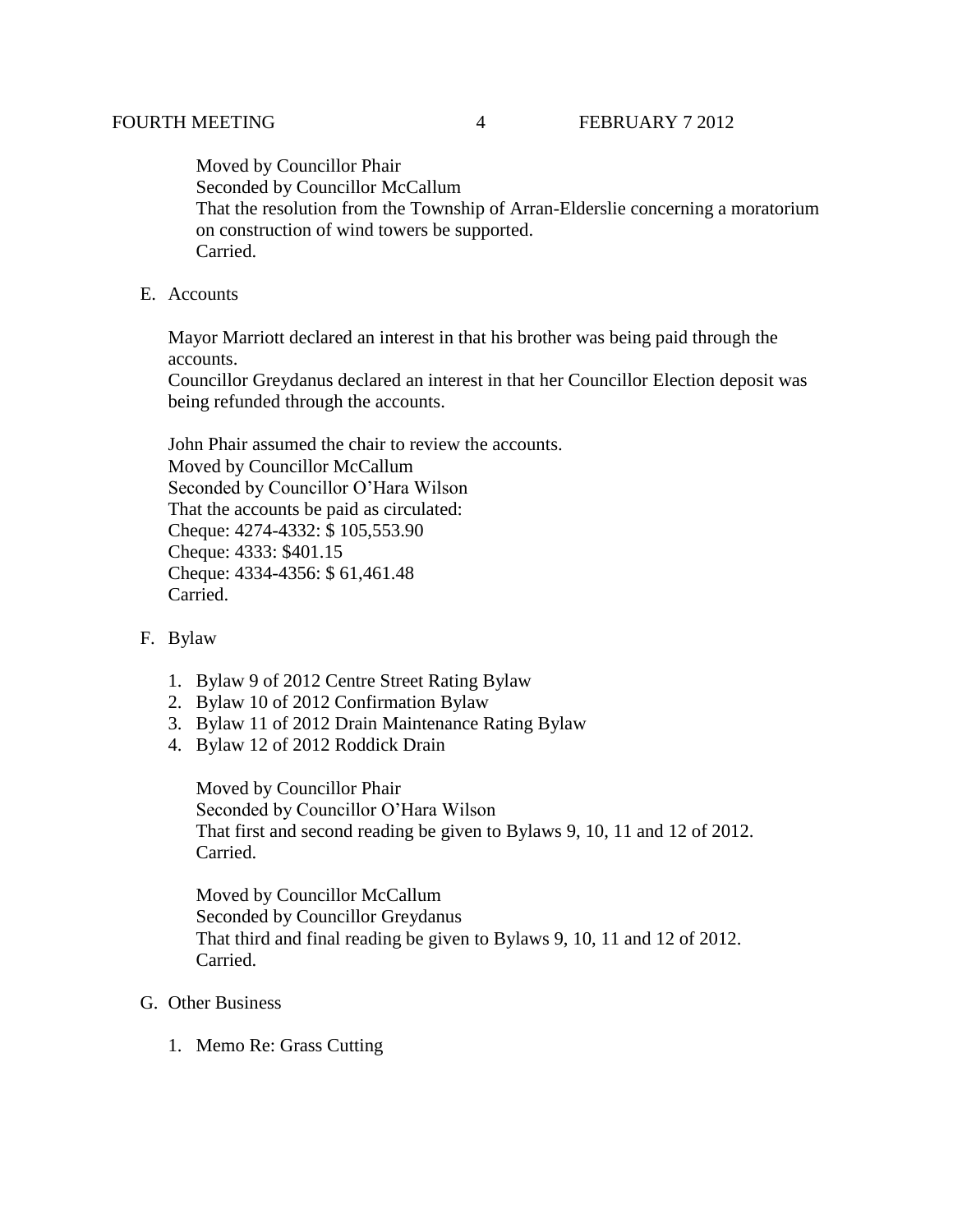Moved by Councillor Phair
Seconded by Councillor McCallum
That the resolution from the Township of Arran-Elderslie concerning a moratorium on construction of wind towers be supported.
Carried.

E. Accounts

Mayor Marriott declared an interest in that his brother was being paid through the accounts.
Councillor Greydanus declared an interest in that her Councillor Election deposit was being refunded through the accounts.

John Phair assumed the chair to review the accounts.
Moved by Councillor McCallum
Seconded by Councillor O'Hara Wilson
That the accounts be paid as circulated:
Cheque: 4274-4332: $ 105,553.90
Cheque: 4333: $401.15
Cheque: 4334-4356: $ 61,461.48
Carried.

F. Bylaw

1. Bylaw 9 of 2012 Centre Street Rating Bylaw
2. Bylaw 10 of 2012 Confirmation Bylaw
3. Bylaw 11 of 2012 Drain Maintenance Rating Bylaw
4. Bylaw 12 of 2012 Roddick Drain

Moved by Councillor Phair
Seconded by Councillor O'Hara Wilson
That first and second reading be given to Bylaws 9, 10, 11 and 12 of 2012.
Carried.

Moved by Councillor McCallum
Seconded by Councillor Greydanus
That third and final reading be given to Bylaws 9, 10, 11 and 12 of 2012.
Carried.

G. Other Business

1. Memo Re: Grass Cutting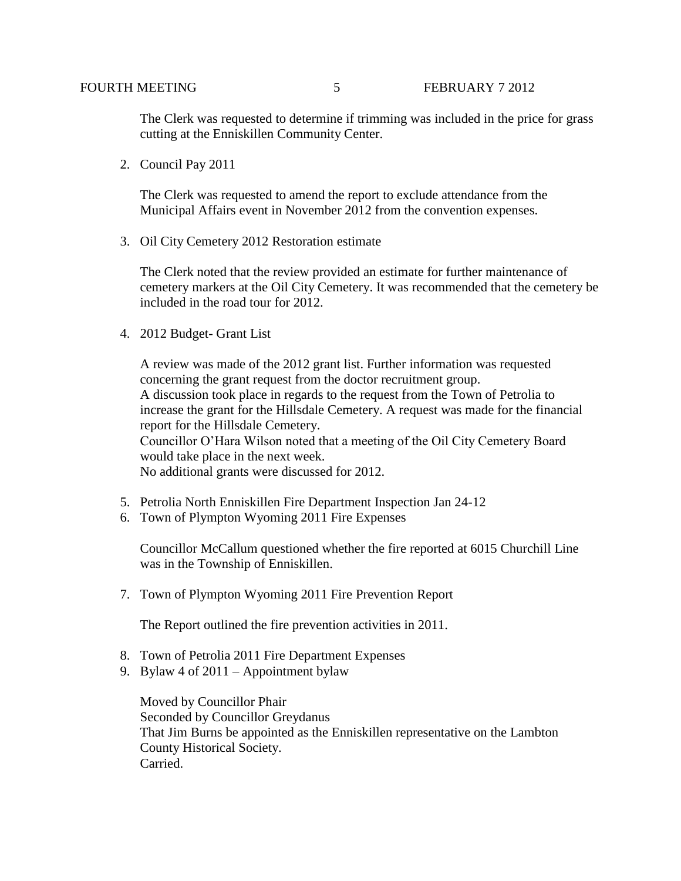The Clerk was requested to determine if trimming was included in the price for grass cutting at the Enniskillen Community Center.

2. Council Pay 2011

   The Clerk was requested to amend the report to exclude attendance from the Municipal Affairs event in November 2012 from the convention expenses.

3. Oil City Cemetery 2012 Restoration estimate

   The Clerk noted that the review provided an estimate for further maintenance of cemetery markers at the Oil City Cemetery. It was recommended that the cemetery be included in the road tour for 2012.

4. 2012 Budget- Grant List

   A review was made of the 2012 grant list. Further information was requested concerning the grant request from the doctor recruitment group.
   A discussion took place in regards to the request from the Town of Petrolia to increase the grant for the Hillsdale Cemetery. A request was made for the financial report for the Hillsdale Cemetery.
   Councillor O'Hara Wilson noted that a meeting of the Oil City Cemetery Board would take place in the next week.
   No additional grants were discussed for 2012.

5. Petrolia North Enniskillen Fire Department Inspection Jan 24-12
6. Town of Plympton Wyoming 2011 Fire Expenses

   Councillor McCallum questioned whether the fire reported at 6015 Churchill Line was in the Township of Enniskillen.

7. Town of Plympton Wyoming 2011 Fire Prevention Report

   The Report outlined the fire prevention activities in 2011.

8. Town of Petrolia 2011 Fire Department Expenses
9. Bylaw 4 of 2011 – Appointment bylaw

   Moved by Councillor Phair
   Seconded by Councillor Greydanus
   That Jim Burns be appointed as the Enniskillen representative on the Lambton County Historical Society.
   Carried.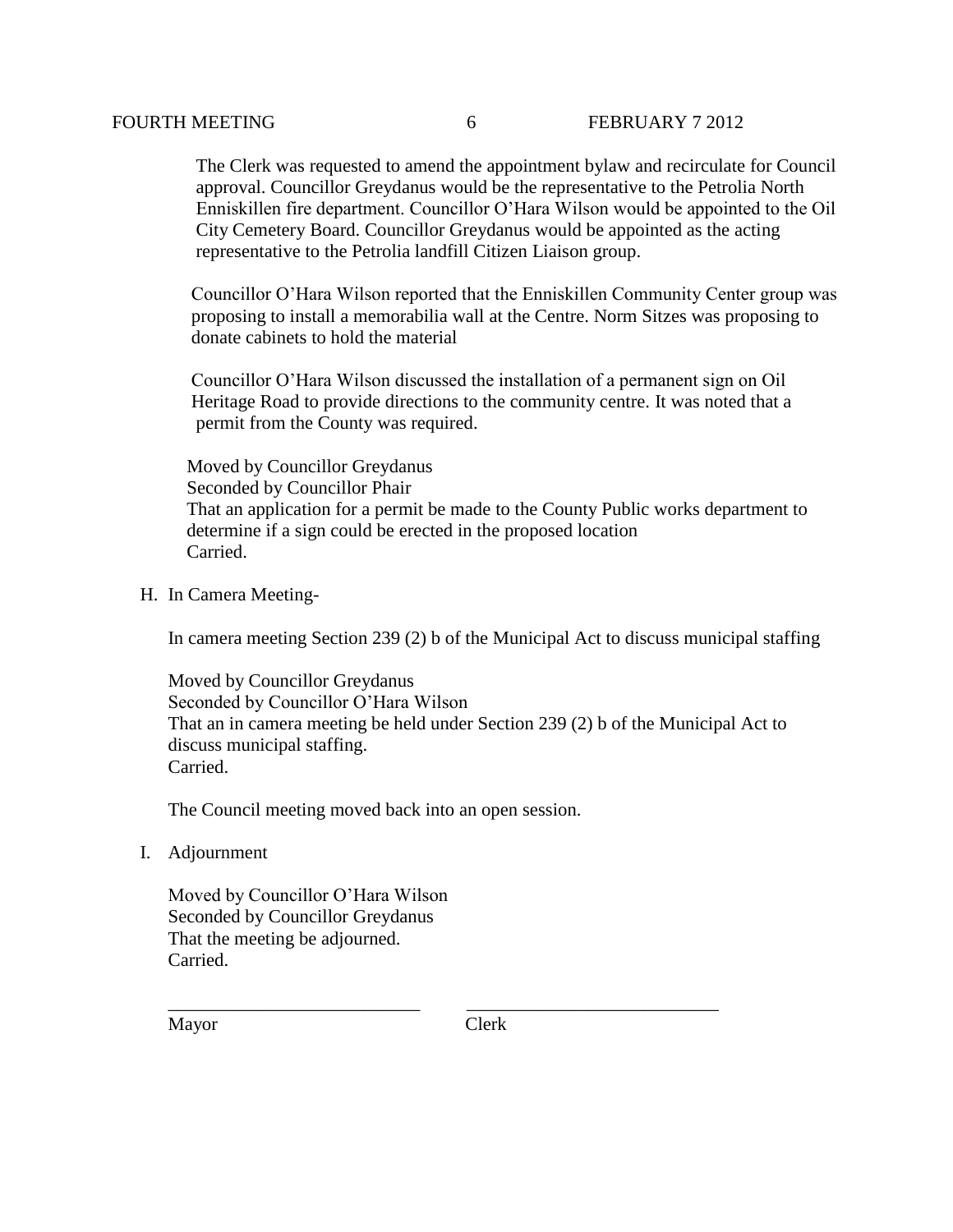The Clerk was requested to amend the appointment bylaw and recirculate for Council approval. Councillor Greydanus would be the representative to the Petrolia North Enniskillen fire department. Councillor O'Hara Wilson would be appointed to the Oil City Cemetery Board. Councillor Greydanus would be appointed as the acting representative to the Petrolia landfill Citizen Liaison group.

Councillor O'Hara Wilson reported that the Enniskillen Community Center group was proposing to install a memorabilia wall at the Centre. Norm Sitzes was proposing to donate cabinets to hold the material

Councillor O'Hara Wilson discussed the installation of a permanent sign on Oil Heritage Road to provide directions to the community centre. It was noted that a permit from the County was required.

Moved by Councillor Greydanus
Seconded by Councillor Phair
That an application for a permit be made to the County Public works department to determine if a sign could be erected in the proposed location
Carried.

H. In Camera Meeting-

In camera meeting Section 239 (2) b of the Municipal Act to discuss municipal staffing

Moved by Councillor Greydanus
Seconded by Councillor O'Hara Wilson
That an in camera meeting be held under Section 239 (2) b of the Municipal Act to discuss municipal staffing.
Carried.

The Council meeting moved back into an open session.

I. Adjournment

Moved by Councillor O'Hara Wilson
Seconded by Councillor Greydanus
That the meeting be adjourned.
Carried.

\_\_\_\_\_\_\_\_\_\_\_\_\_\_\_\_\_\_\_\_\_\_\_\_\_\_\_ \_\_\_\_\_\_\_\_\_\_\_\_\_\_\_\_\_\_\_\_\_\_\_\_\_\_\_

Mayor Clerk